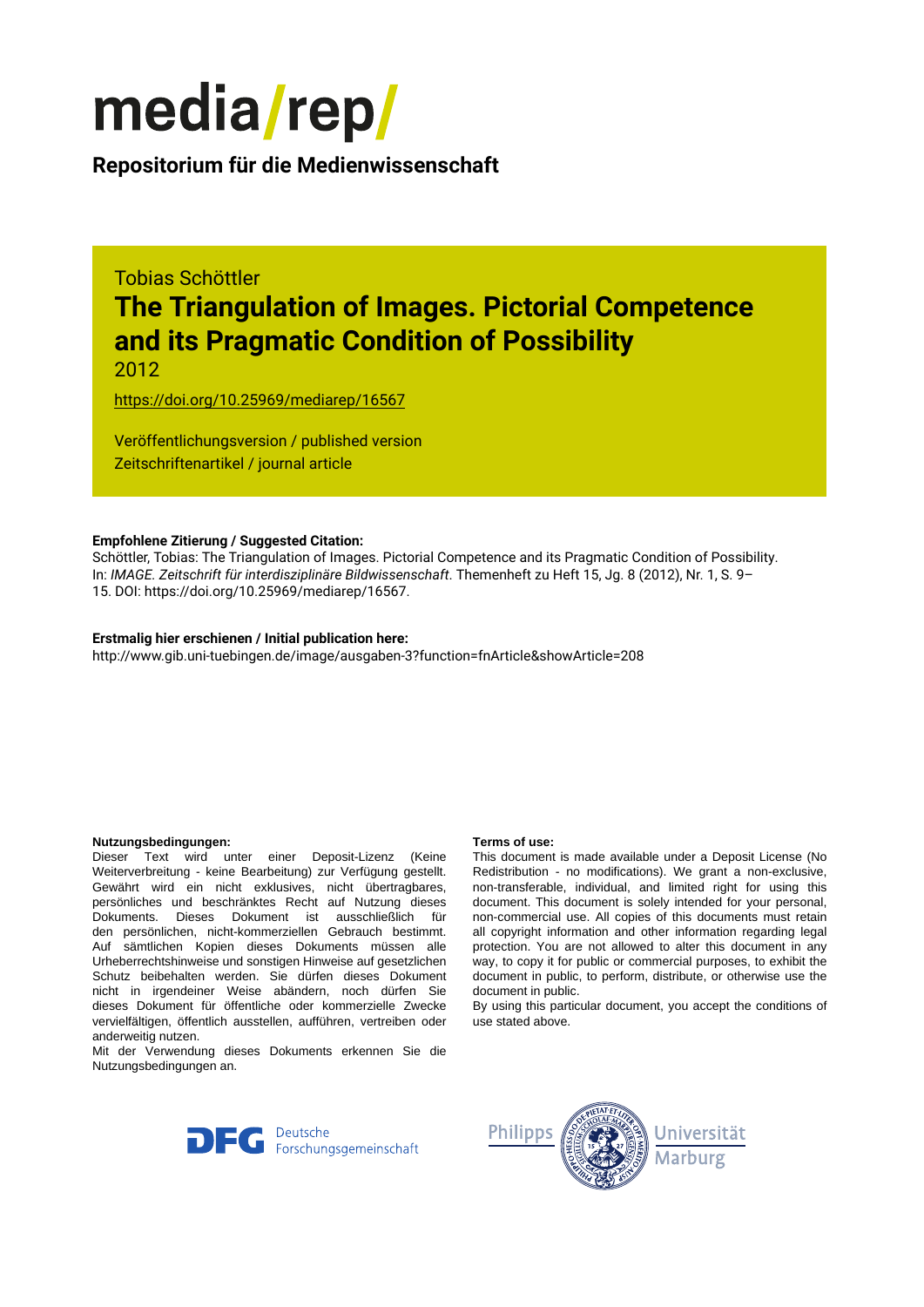# media/rep/

**Repositorium für die Medienwissenschaft**

Tobias Schöttler

# The Triangulation of Images. Pictorial Competence and its Pragmatic Condition of Possibility

2012

https://doi.org/10.25969/mediarep/16567

Veröffentlichungsversion / published version
Zeitschriftenartikel / journal article

**Empfohlene Zitierung / Suggested Citation:**
Schöttler, Tobias: The Triangulation of Images. Pictorial Competence and its Pragmatic Condition of Possibility. In: *IMAGE. Zeitschrift für interdisziplinäre Bildwissenschaft*. Themenheft zu Heft 15, Jg. 8 (2012), Nr. 1, S. 9–15. DOI: https://doi.org/10.25969/mediarep/16567.

**Erstmalig hier erschienen / Initial publication here:**
http://www.gib.uni-tuebingen.de/image/ausgaben-3?function=fnArticle&showArticle=208

**Nutzungsbedingungen:**
Dieser Text wird unter einer Deposit-Lizenz (Keine Weiterverbreitung - keine Bearbeitung) zur Verfügung gestellt. Gewährt wird ein nicht exklusives, nicht übertragbares, persönliches und beschränktes Recht auf Nutzung dieses Dokuments. Dieses Dokument ist ausschließlich für den persönlichen, nicht-kommerziellen Gebrauch bestimmt. Auf sämtlichen Kopien dieses Dokuments müssen alle Urheberrechtshinweise und sonstigen Hinweise auf gesetzlichen Schutz beibehalten werden. Sie dürfen dieses Dokument nicht in irgendeiner Weise abändern, noch dürfen Sie dieses Dokument für öffentliche oder kommerzielle Zwecke vervielfältigen, öffentlich ausstellen, aufführen, vertreiben oder anderweitig nutzen.
Mit der Verwendung dieses Dokuments erkennen Sie die Nutzungsbedingungen an.

**Terms of use:**
This document is made available under a Deposit License (No Redistribution - no modifications). We grant a non-exclusive, non-transferable, individual, and limited right for using this document. This document is solely intended for your personal, non-commercial use. All copies of this documents must retain all copyright information and other information regarding legal protection. You are not allowed to alter this document in any way, to copy it for public or commercial purposes, to exhibit the document in public, to perform, distribute, or otherwise use the document in public.
By using this particular document, you accept the conditions of use stated above.

Deutsche Forschungsgemeinschaft

Philipps Universität Marburg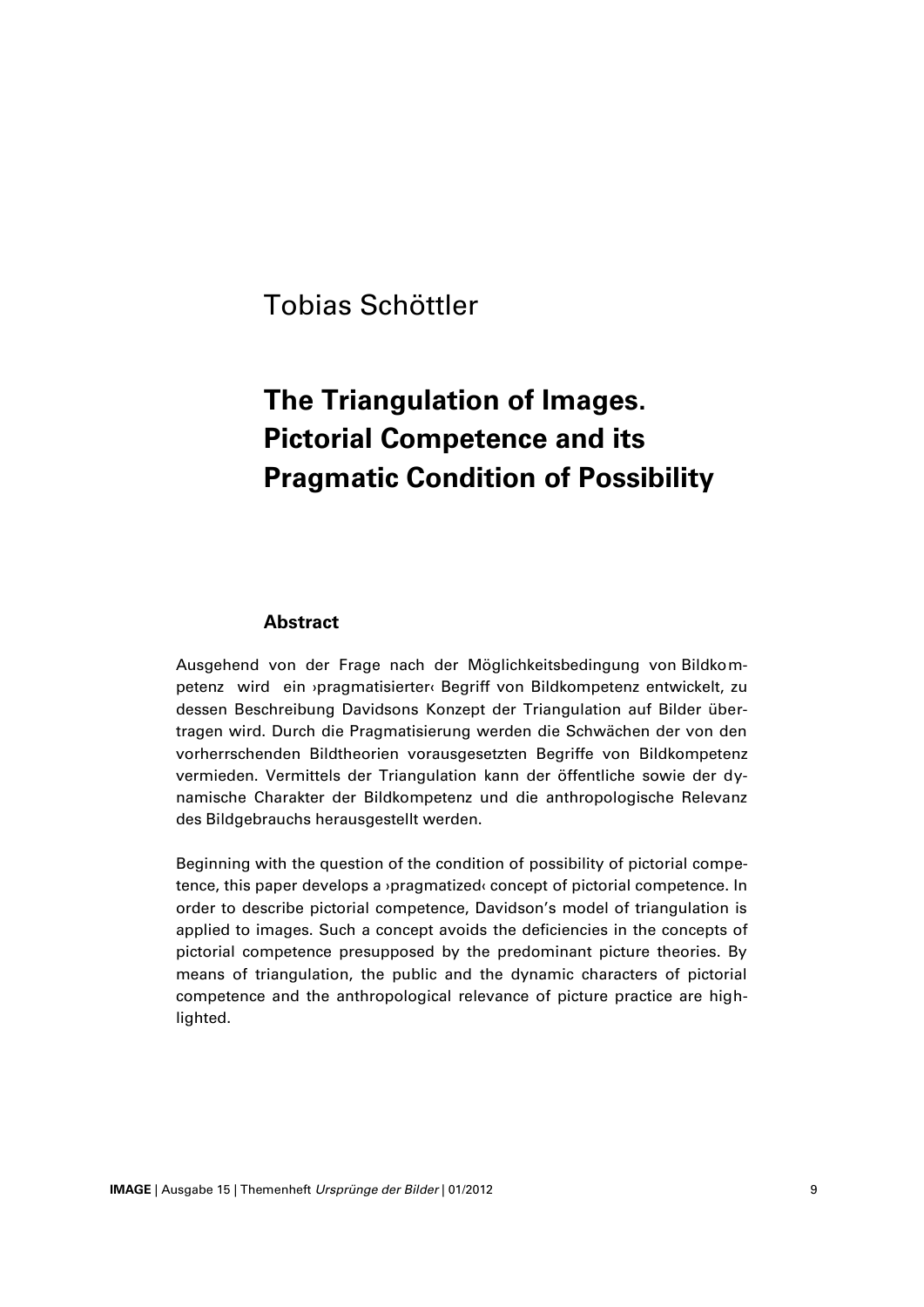Tobias Schöttler

# The Triangulation of Images. Pictorial Competence and its Pragmatic Condition of Possibility

## Abstract

Ausgehend von der Frage nach der Möglichkeitsbedingung von Bildkompetenz wird ein ›pragmatisierter‹ Begriff von Bildkompetenz entwickelt, zu dessen Beschreibung Davidsons Konzept der Triangulation auf Bilder übertragen wird. Durch die Pragmatisierung werden die Schwächen der von den vorherrschenden Bildtheorien vorausgesetzten Begriffe von Bildkompetenz vermieden. Vermittels der Triangulation kann der öffentliche sowie der dynamische Charakter der Bildkompetenz und die anthropologische Relevanz des Bildgebrauchs herausgestellt werden.

Beginning with the question of the condition of possibility of pictorial competence, this paper develops a ›pragmatized‹ concept of pictorial competence. In order to describe pictorial competence, Davidson's model of triangulation is applied to images. Such a concept avoids the deficiencies in the concepts of pictorial competence presupposed by the predominant picture theories. By means of triangulation, the public and the dynamic characters of pictorial competence and the anthropological relevance of picture practice are highlighted.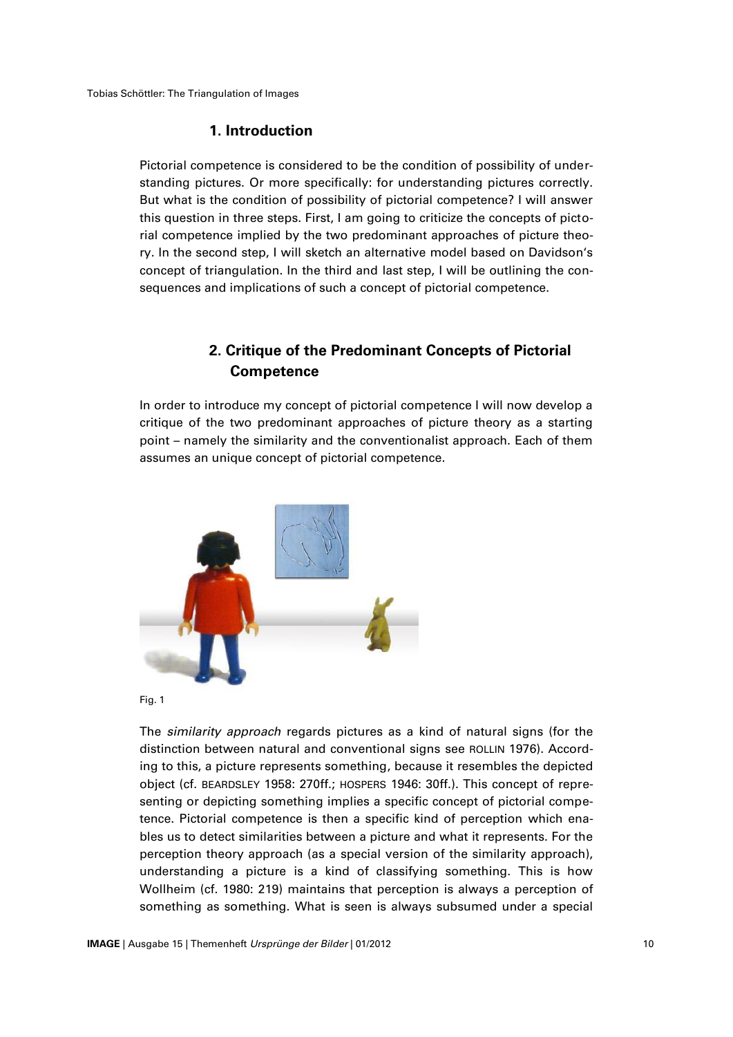## 1. Introduction

Pictorial competence is considered to be the condition of possibility of understanding pictures. Or more specifically: for understanding pictures correctly. But what is the condition of possibility of pictorial competence? I will answer this question in three steps. First, I am going to criticize the concepts of pictorial competence implied by the two predominant approaches of picture theory. In the second step, I will sketch an alternative model based on Davidson's concept of triangulation. In the third and last step, I will be outlining the consequences and implications of such a concept of pictorial competence.

## 2. Critique of the Predominant Concepts of Pictorial Competence

In order to introduce my concept of pictorial competence I will now develop a critique of the two predominant approaches of picture theory as a starting point – namely the similarity and the conventionalist approach. Each of them assumes an unique concept of pictorial competence.

Fig. 1

The *similarity approach* regards pictures as a kind of natural signs (for the distinction between natural and conventional signs see ROLLIN 1976). According to this, a picture represents something, because it resembles the depicted object (cf. BEARDSLEY 1958: 270ff.; HOSPERS 1946: 30ff.). This concept of representing or depicting something implies a specific concept of pictorial competence. Pictorial competence is then a specific kind of perception which enables us to detect similarities between a picture and what it represents. For the perception theory approach (as a special version of the similarity approach), understanding a picture is a kind of classifying something. This is how Wollheim (cf. 1980: 219) maintains that perception is always a perception of something as something. What is seen is always subsumed under a special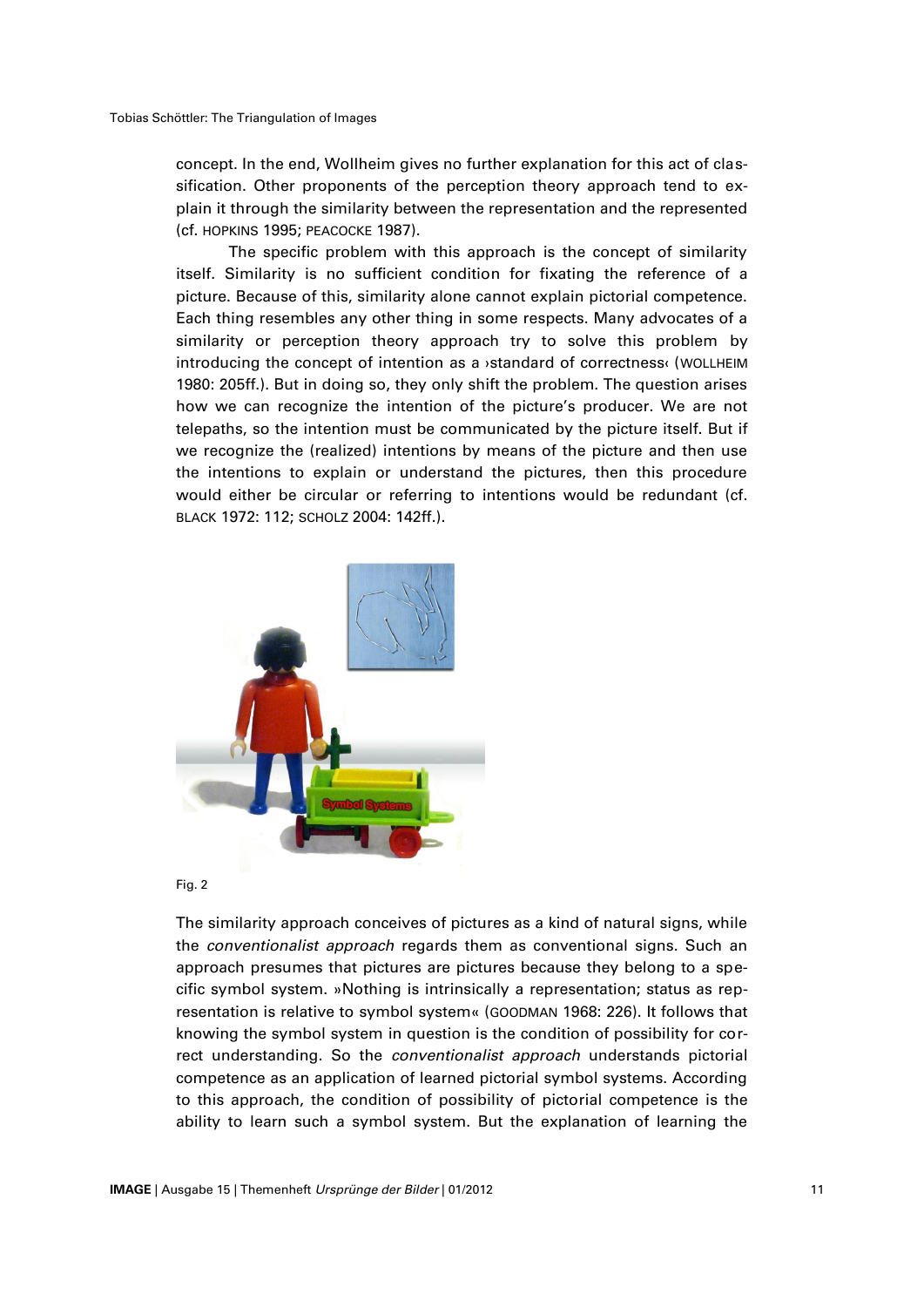concept. In the end, Wollheim gives no further explanation for this act of classification. Other proponents of the perception theory approach tend to explain it through the similarity between the representation and the represented (cf. HOPKINS 1995; PEACOCKE 1987).

The specific problem with this approach is the concept of similarity itself. Similarity is no sufficient condition for fixating the reference of a picture. Because of this, similarity alone cannot explain pictorial competence. Each thing resembles any other thing in some respects. Many advocates of a similarity or perception theory approach try to solve this problem by introducing the concept of intention as a ›standard of correctness‹ (WOLLHEIM 1980: 205ff.). But in doing so, they only shift the problem. The question arises how we can recognize the intention of the picture's producer. We are not telepaths, so the intention must be communicated by the picture itself. But if we recognize the (realized) intentions by means of the picture and then use the intentions to explain or understand the pictures, then this procedure would either be circular or referring to intentions would be redundant (cf. BLACK 1972: 112; SCHOLZ 2004: 142ff.).

Fig. 2

The similarity approach conceives of pictures as a kind of natural signs, while the *conventionalist approach* regards them as conventional signs. Such an approach presumes that pictures are pictures because they belong to a specific symbol system. »Nothing is intrinsically a representation; status as representation is relative to symbol system« (GOODMAN 1968: 226). It follows that knowing the symbol system in question is the condition of possibility for correct understanding. So the *conventionalist approach* understands pictorial competence as an application of learned pictorial symbol systems. According to this approach, the condition of possibility of pictorial competence is the ability to learn such a symbol system. But the explanation of learning the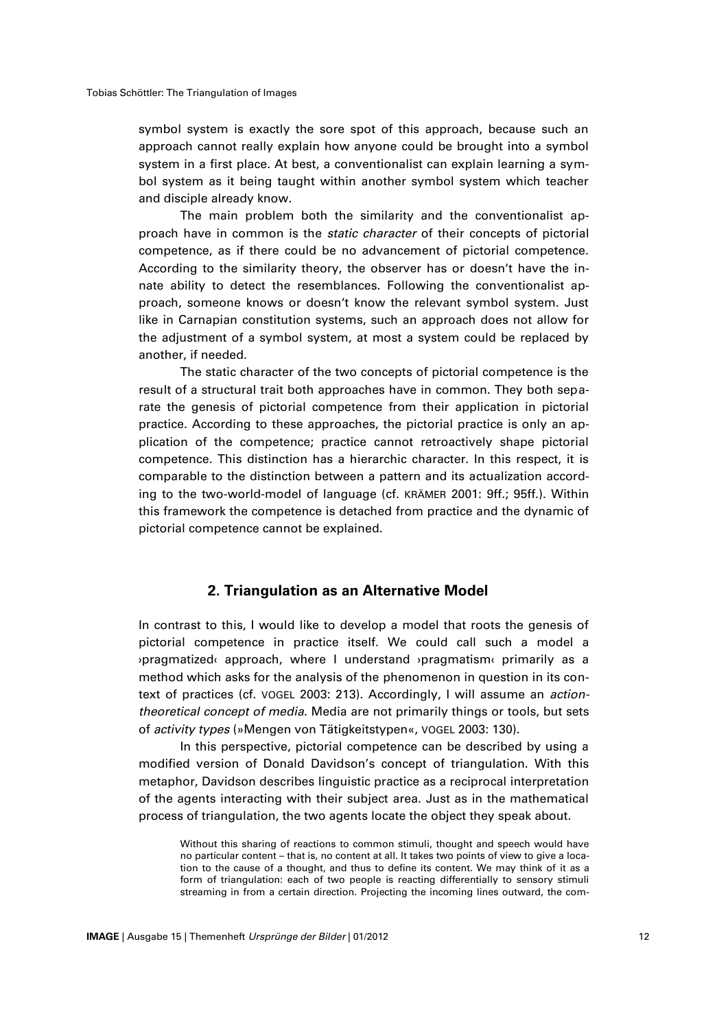symbol system is exactly the sore spot of this approach, because such an approach cannot really explain how anyone could be brought into a symbol system in a first place. At best, a conventionalist can explain learning a symbol system as it being taught within another symbol system which teacher and disciple already know.

The main problem both the similarity and the conventionalist approach have in common is the *static character* of their concepts of pictorial competence, as if there could be no advancement of pictorial competence. According to the similarity theory, the observer has or doesn't have the innate ability to detect the resemblances. Following the conventionalist approach, someone knows or doesn't know the relevant symbol system. Just like in Carnapian constitution systems, such an approach does not allow for the adjustment of a symbol system, at most a system could be replaced by another, if needed.

The static character of the two concepts of pictorial competence is the result of a structural trait both approaches have in common. They both separate the genesis of pictorial competence from their application in pictorial practice. According to these approaches, the pictorial practice is only an application of the competence; practice cannot retroactively shape pictorial competence. This distinction has a hierarchic character. In this respect, it is comparable to the distinction between a pattern and its actualization according to the two-world-model of language (cf. KRÄMER 2001: 9ff.; 95ff.). Within this framework the competence is detached from practice and the dynamic of pictorial competence cannot be explained.

## 2. Triangulation as an Alternative Model

In contrast to this, I would like to develop a model that roots the genesis of pictorial competence in practice itself. We could call such a model a ›pragmatized‹ approach, where I understand ›pragmatism‹ primarily as a method which asks for the analysis of the phenomenon in question in its context of practices (cf. VOGEL 2003: 213). Accordingly, I will assume an *action-theoretical concept of media*. Media are not primarily things or tools, but sets of *activity types* (»Mengen von Tätigkeitstypen«, VOGEL 2003: 130).

In this perspective, pictorial competence can be described by using a modified version of Donald Davidson's concept of triangulation. With this metaphor, Davidson describes linguistic practice as a reciprocal interpretation of the agents interacting with their subject area. Just as in the mathematical process of triangulation, the two agents locate the object they speak about.

> Without this sharing of reactions to common stimuli, thought and speech would have no particular content – that is, no content at all. It takes two points of view to give a location to the cause of a thought, and thus to define its content. We may think of it as a form of triangulation: each of two people is reacting differentially to sensory stimuli streaming in from a certain direction. Projecting the incoming lines outward, the com-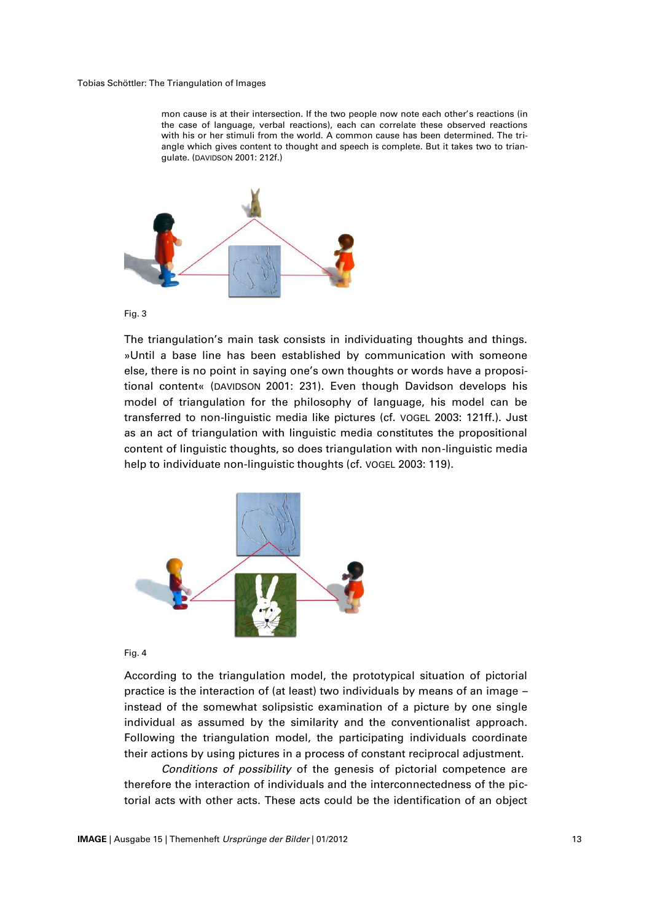> mon cause is at their intersection. If the two people now note each other's reactions (in the case of language, verbal reactions), each can correlate these observed reactions with his or her stimuli from the world. A common cause has been determined. The triangle which gives content to thought and speech is complete. But it takes two to triangulate. (DAVIDSON 2001: 212f.)

Fig. 3

The triangulation's main task consists in individuating thoughts and things. »Until a base line has been established by communication with someone else, there is no point in saying one's own thoughts or words have a propositional content« (DAVIDSON 2001: 231). Even though Davidson develops his model of triangulation for the philosophy of language, his model can be transferred to non-linguistic media like pictures (cf. VOGEL 2003: 121ff.). Just as an act of triangulation with linguistic media constitutes the propositional content of linguistic thoughts, so does triangulation with non-linguistic media help to individuate non-linguistic thoughts (cf. VOGEL 2003: 119).

Fig. 4

According to the triangulation model, the prototypical situation of pictorial practice is the interaction of (at least) two individuals by means of an image – instead of the somewhat solipsistic examination of a picture by one single individual as assumed by the similarity and the conventionalist approach. Following the triangulation model, the participating individuals coordinate their actions by using pictures in a process of constant reciprocal adjustment.

*Conditions of possibility* of the genesis of pictorial competence are therefore the interaction of individuals and the interconnectedness of the pictorial acts with other acts. These acts could be the identification of an object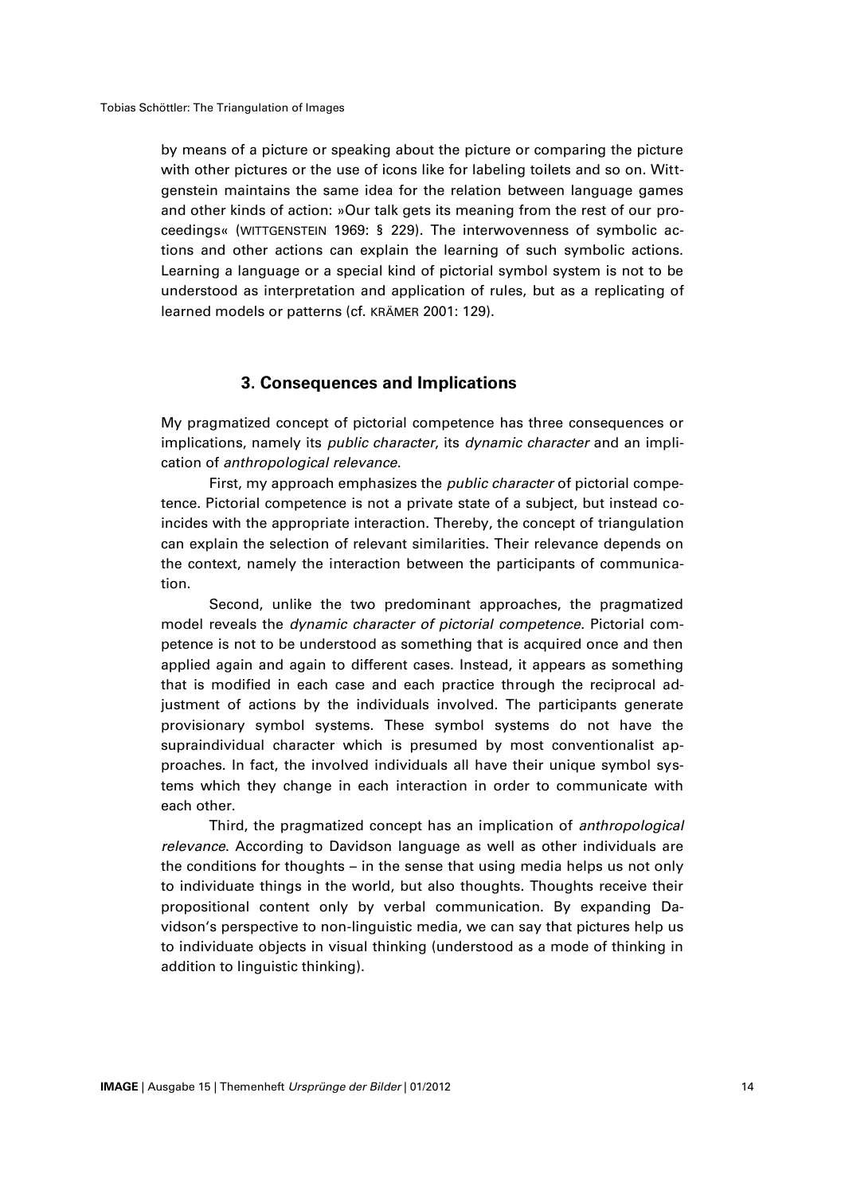by means of a picture or speaking about the picture or comparing the picture with other pictures or the use of icons like for labeling toilets and so on. Wittgenstein maintains the same idea for the relation between language games and other kinds of action: »Our talk gets its meaning from the rest of our proceedings« (WITTGENSTEIN 1969: § 229). The interwovenness of symbolic actions and other actions can explain the learning of such symbolic actions. Learning a language or a special kind of pictorial symbol system is not to be understood as interpretation and application of rules, but as a replicating of learned models or patterns (cf. KRÄMER 2001: 129).

## 3. Consequences and Implications

My pragmatized concept of pictorial competence has three consequences or implications, namely its *public character*, its *dynamic character* and an implication of *anthropological relevance*.

First, my approach emphasizes the *public character* of pictorial competence. Pictorial competence is not a private state of a subject, but instead coincides with the appropriate interaction. Thereby, the concept of triangulation can explain the selection of relevant similarities. Their relevance depends on the context, namely the interaction between the participants of communication.

Second, unlike the two predominant approaches, the pragmatized model reveals the *dynamic character of pictorial competence*. Pictorial competence is not to be understood as something that is acquired once and then applied again and again to different cases. Instead, it appears as something that is modified in each case and each practice through the reciprocal adjustment of actions by the individuals involved. The participants generate provisionary symbol systems. These symbol systems do not have the supraindividual character which is presumed by most conventionalist approaches. In fact, the involved individuals all have their unique symbol systems which they change in each interaction in order to communicate with each other.

Third, the pragmatized concept has an implication of *anthropological relevance*. According to Davidson language as well as other individuals are the conditions for thoughts – in the sense that using media helps us not only to individuate things in the world, but also thoughts. Thoughts receive their propositional content only by verbal communication. By expanding Davidson's perspective to non-linguistic media, we can say that pictures help us to individuate objects in visual thinking (understood as a mode of thinking in addition to linguistic thinking).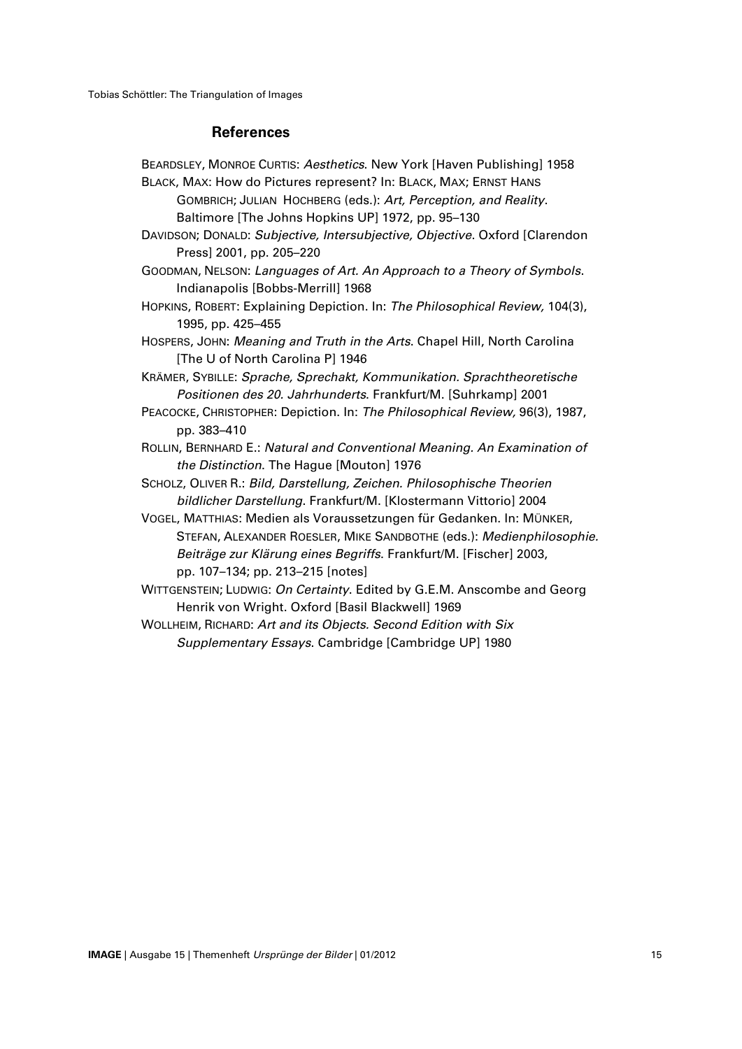## References

BEARDSLEY, MONROE CURTIS: *Aesthetics*. New York [Haven Publishing] 1958

BLACK, MAX: How do Pictures represent? In: BLACK, MAX; ERNST HANS GOMBRICH; JULIAN HOCHBERG (eds.): *Art, Perception, and Reality*. Baltimore [The Johns Hopkins UP] 1972, pp. 95–130

DAVIDSON; DONALD: *Subjective, Intersubjective, Objective*. Oxford [Clarendon Press] 2001, pp. 205–220

GOODMAN, NELSON: *Languages of Art. An Approach to a Theory of Symbols*. Indianapolis [Bobbs-Merrill] 1968

HOPKINS, ROBERT: Explaining Depiction. In: *The Philosophical Review,* 104(3), 1995, pp. 425–455

HOSPERS, JOHN: *Meaning and Truth in the Arts*. Chapel Hill, North Carolina [The U of North Carolina P] 1946

KRÄMER, SYBILLE: *Sprache, Sprechakt, Kommunikation. Sprachtheoretische Positionen des 20. Jahrhunderts*. Frankfurt/M. [Suhrkamp] 2001

PEACOCKE, CHRISTOPHER: Depiction. In: *The Philosophical Review,* 96(3), 1987, pp. 383–410

ROLLIN, BERNHARD E.: *Natural and Conventional Meaning. An Examination of the Distinction*. The Hague [Mouton] 1976

SCHOLZ, OLIVER R.: *Bild, Darstellung, Zeichen. Philosophische Theorien bildlicher Darstellung*. Frankfurt/M. [Klostermann Vittorio] 2004

VOGEL, MATTHIAS: Medien als Voraussetzungen für Gedanken. In: MÜNKER, STEFAN, ALEXANDER ROESLER, MIKE SANDBOTHE (eds.): *Medienphilosophie. Beiträge zur Klärung eines Begriffs*. Frankfurt/M. [Fischer] 2003, pp. 107–134; pp. 213–215 [notes]

WITTGENSTEIN; LUDWIG: *On Certainty*. Edited by G.E.M. Anscombe and Georg Henrik von Wright. Oxford [Basil Blackwell] 1969

WOLLHEIM, RICHARD: *Art and its Objects. Second Edition with Six Supplementary Essays*. Cambridge [Cambridge UP] 1980